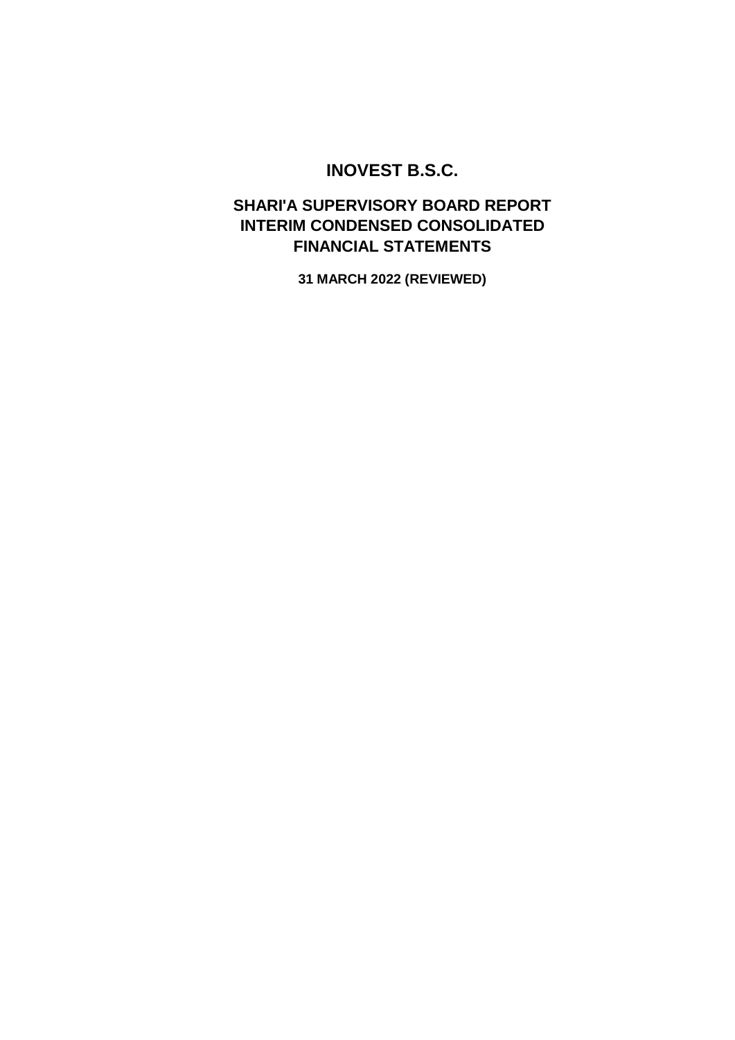# INOVEST B.S.C.

## SHARI'A SUPERVISORY BOARD REPORT
## INTERIM CONDENSED CONSOLIDATED
## FINANCIAL STATEMENTS

**31 MARCH 2022 (REVIEWED)**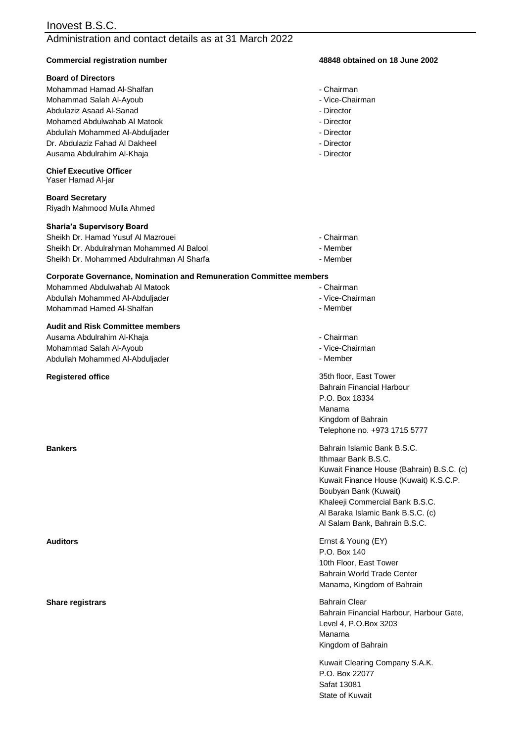# Inovest B.S.C.

## Administration and contact details as at 31 March 2022

**Commercial registration number** — **48848 obtained on 18 June 2002**

**Board of Directors**

| | |
|---|---|
| Mohammad Hamad Al-Shalfan | - Chairman |
| Mohammad Salah Al-Ayoub | - Vice-Chairman |
| Abdulaziz Asaad Al-Sanad | - Director |
| Mohamed Abdulwahab Al Matook | - Director |
| Abdullah Mohammed Al-Abduljader | - Director |
| Dr. Abdulaziz Fahad Al Dakheel | - Director |
| Ausama Abdulrahim Al-Khaja | - Director |

**Chief Executive Officer**
Yaser Hamad Al-jar

**Board Secretary**
Riyadh Mahmood Mulla Ahmed

**Sharia'a Supervisory Board**

| | |
|---|---|
| Sheikh Dr. Hamad Yusuf Al Mazrouei | - Chairman |
| Sheikh Dr. Abdulrahman Mohammed Al Balool | - Member |
| Sheikh Dr. Mohammed Abdulrahman Al Sharfa | - Member |

**Corporate Governance, Nomination and Remuneration Committee members**

| | |
|---|---|
| Mohammed Abdulwahab Al Matook | - Chairman |
| Abdullah Mohammed Al-Abduljader | - Vice-Chairman |
| Mohammad Hamed Al-Shalfan | - Member |

**Audit and Risk Committee members**

| | |
|---|---|
| Ausama Abdulrahim Al-Khaja | - Chairman |
| Mohammad Salah Al-Ayoub | - Vice-Chairman |
| Abdullah Mohammed Al-Abduljader | - Member |

**Registered office**

35th floor, East Tower
Bahrain Financial Harbour
P.O. Box 18334
Manama
Kingdom of Bahrain
Telephone no. +973 1715 5777

**Bankers**

Bahrain Islamic Bank B.S.C.
Ithmaar Bank B.S.C.
Kuwait Finance House (Bahrain) B.S.C. (c)
Kuwait Finance House (Kuwait) K.S.C.P.
Boubyan Bank (Kuwait)
Khaleeji Commercial Bank B.S.C.
Al Baraka Islamic Bank B.S.C. (c)
Al Salam Bank, Bahrain B.S.C.

**Auditors**

Ernst & Young (EY)
P.O. Box 140
10th Floor, East Tower
Bahrain World Trade Center
Manama, Kingdom of Bahrain

**Share registrars**

Bahrain Clear
Bahrain Financial Harbour, Harbour Gate,
Level 4, P.O.Box 3203
Manama
Kingdom of Bahrain

Kuwait Clearing Company S.A.K.
P.O. Box 22077
Safat 13081
State of Kuwait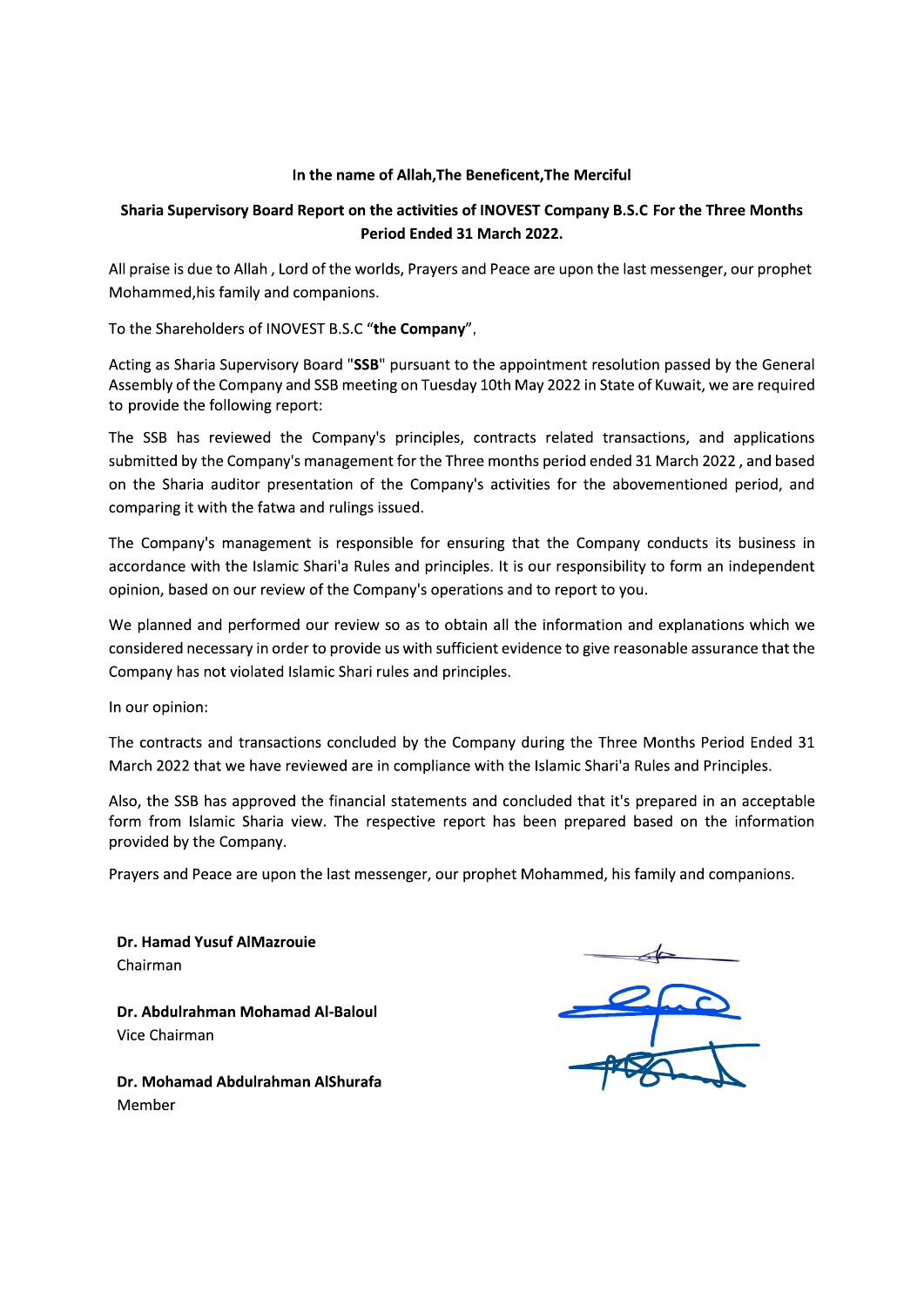**In the name of Allah,The Beneficent,The Merciful**

## Sharia Supervisory Board Report on the activities of INOVEST Company B.S.C For the Three Months Period Ended 31 March 2022.

All praise is due to Allah , Lord of the worlds, Prayers and Peace are upon the last messenger, our prophet Mohammed,his family and companions.

To the Shareholders of INOVEST B.S.C "**the Company**",

Acting as Sharia Supervisory Board "**SSB**" pursuant to the appointment resolution passed by the General Assembly of the Company and SSB meeting on Tuesday 10th May 2022 in State of Kuwait, we are required to provide the following report:

The SSB has reviewed the Company's principles, contracts related transactions, and applications submitted by the Company's management for the Three months period ended 31 March 2022 , and based on the Sharia auditor presentation of the Company's activities for the abovementioned period, and comparing it with the fatwa and rulings issued.

The Company's management is responsible for ensuring that the Company conducts its business in accordance with the Islamic Shari'a Rules and principles. It is our responsibility to form an independent opinion, based on our review of the Company's operations and to report to you.

We planned and performed our review so as to obtain all the information and explanations which we considered necessary in order to provide us with sufficient evidence to give reasonable assurance that the Company has not violated Islamic Shari rules and principles.

In our opinion:

The contracts and transactions concluded by the Company during the Three Months Period Ended 31 March 2022 that we have reviewed are in compliance with the Islamic Shari'a Rules and Principles.

Also, the SSB has approved the financial statements and concluded that it's prepared in an acceptable form from Islamic Sharia view. The respective report has been prepared based on the information provided by the Company.

Prayers and Peace are upon the last messenger, our prophet Mohammed, his family and companions.

**Dr. Hamad Yusuf AlMazrouie**
Chairman

**Dr. Abdulrahman Mohamad Al-Baloul**
Vice Chairman

**Dr. Mohamad Abdulrahman AlShurafa**
Member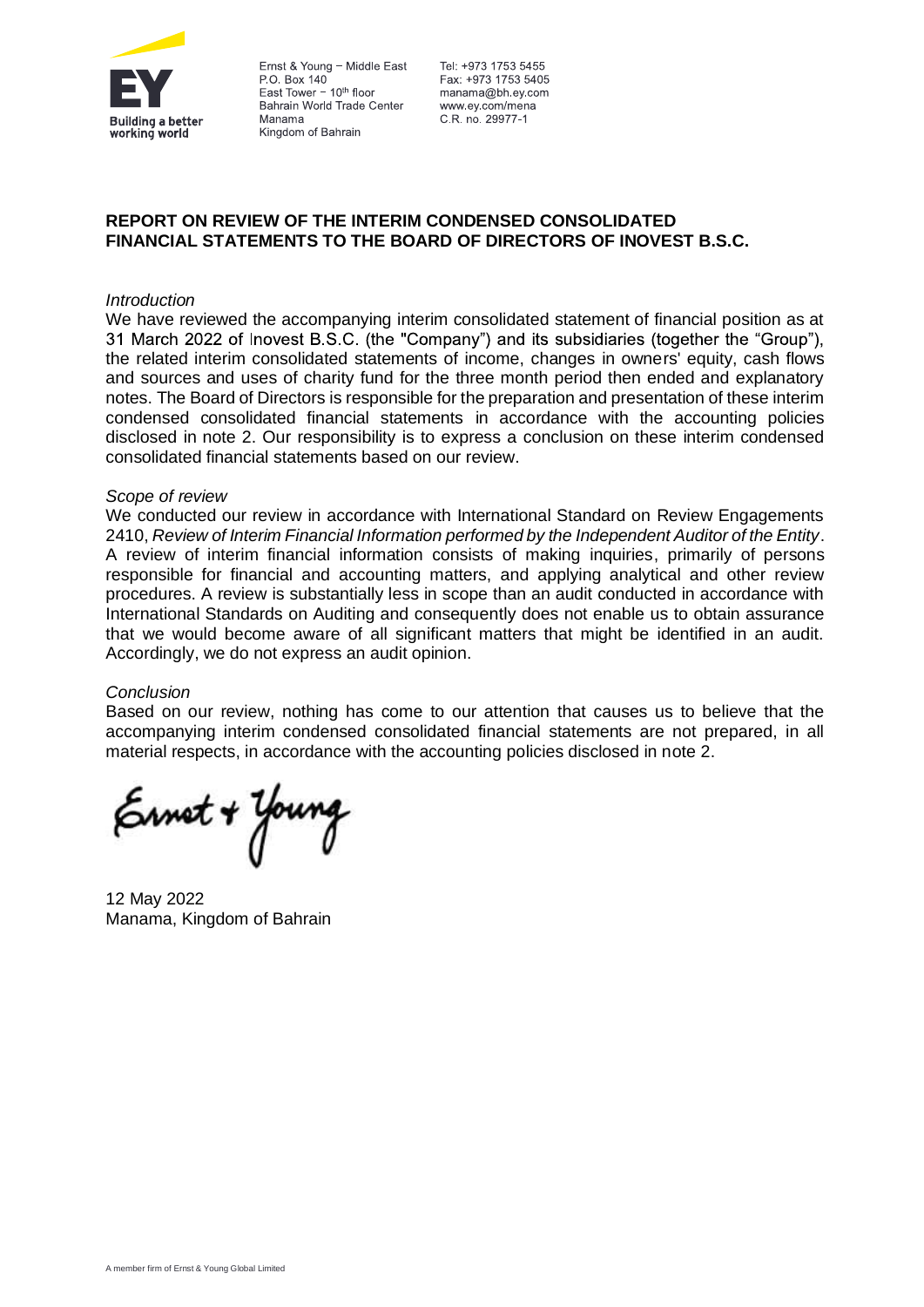Ernst & Young – Middle East
P.O. Box 140
East Tower – 10th floor
Bahrain World Trade Center
Manama
Kingdom of Bahrain

Tel: +973 1753 5455
Fax: +973 1753 5405
manama@bh.ey.com
www.ey.com/mena
C.R. no. 29977-1

## REPORT ON REVIEW OF THE INTERIM CONDENSED CONSOLIDATED FINANCIAL STATEMENTS TO THE BOARD OF DIRECTORS OF INOVEST B.S.C.

*Introduction*

We have reviewed the accompanying interim consolidated statement of financial position as at 31 March 2022 of Inovest B.S.C. (the "Company") and its subsidiaries (together the "Group"), the related interim consolidated statements of income, changes in owners' equity, cash flows and sources and uses of charity fund for the three month period then ended and explanatory notes. The Board of Directors is responsible for the preparation and presentation of these interim condensed consolidated financial statements in accordance with the accounting policies disclosed in note 2. Our responsibility is to express a conclusion on these interim condensed consolidated financial statements based on our review.

*Scope of review*

We conducted our review in accordance with International Standard on Review Engagements 2410, *Review of Interim Financial Information performed by the Independent Auditor of the Entity*. A review of interim financial information consists of making inquiries, primarily of persons responsible for financial and accounting matters, and applying analytical and other review procedures. A review is substantially less in scope than an audit conducted in accordance with International Standards on Auditing and consequently does not enable us to obtain assurance that we would become aware of all significant matters that might be identified in an audit. Accordingly, we do not express an audit opinion.

*Conclusion*

Based on our review, nothing has come to our attention that causes us to believe that the accompanying interim condensed consolidated financial statements are not prepared, in all material respects, in accordance with the accounting policies disclosed in note 2.

Ernst + Young

12 May 2022
Manama, Kingdom of Bahrain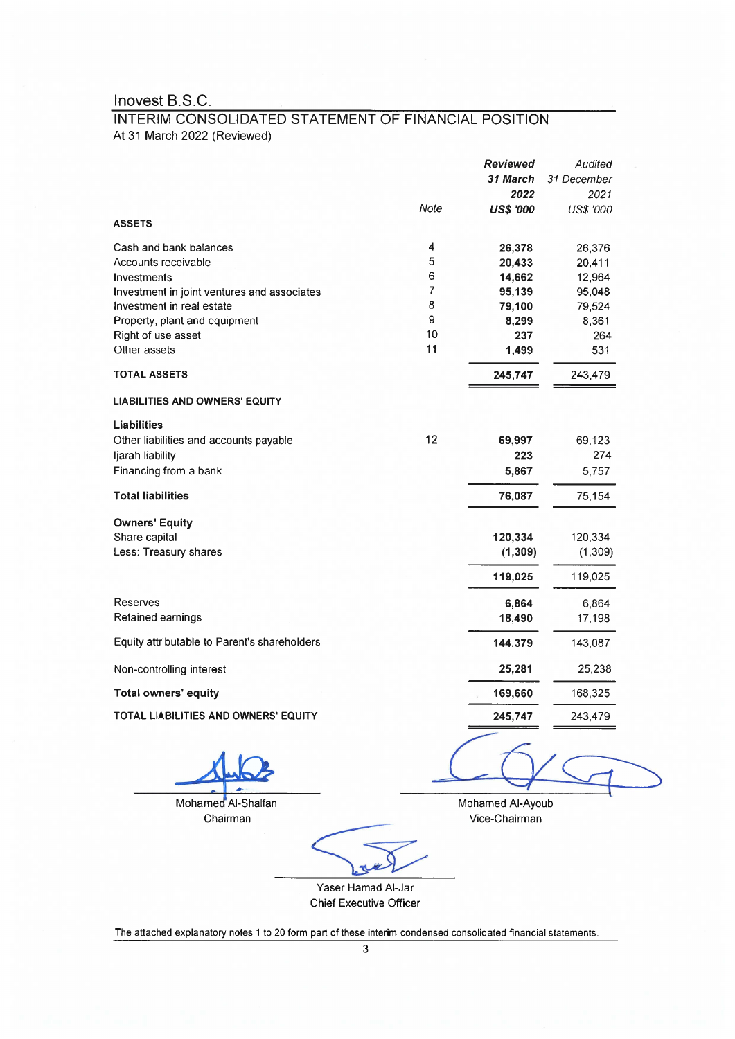# Inovest B.S.C.

## INTERIM CONSOLIDATED STATEMENT OF FINANCIAL POSITION

At 31 March 2022 (Reviewed)

| | Note | ***Reviewed 31 March 2022 US$ '000*** | *Audited 31 December 2021 US$ '000* |
|---|---|---|---|
| **ASSETS** | | | |
| Cash and bank balances | 4 | **26,378** | 26,376 |
| Accounts receivable | 5 | **20,433** | 20,411 |
| Investments | 6 | **14,662** | 12,964 |
| Investment in joint ventures and associates | 7 | **95,139** | 95,048 |
| Investment in real estate | 8 | **79,100** | 79,524 |
| Property, plant and equipment | 9 | **8,299** | 8,361 |
| Right of use asset | 10 | **237** | 264 |
| Other assets | 11 | **1,499** | 531 |
| **TOTAL ASSETS** | | **245,747** | 243,479 |
| **LIABILITIES AND OWNERS' EQUITY** | | | |
| **Liabilities** | | | |
| Other liabilities and accounts payable | 12 | **69,997** | 69,123 |
| Ijarah liability | | **223** | 274 |
| Financing from a bank | | **5,867** | 5,757 |
| **Total liabilities** | | **76,087** | 75,154 |
| **Owners' Equity** | | | |
| Share capital | | **120,334** | 120,334 |
| Less: Treasury shares | | **(1,309)** | (1,309) |
| | | **119,025** | 119,025 |
| Reserves | | **6,864** | 6,864 |
| Retained earnings | | **18,490** | 17,198 |
| Equity attributable to Parent's shareholders | | **144,379** | 143,087 |
| Non-controlling interest | | **25,281** | 25,238 |
| **Total owners' equity** | | **169,660** | 168,325 |
| **TOTAL LIABILITIES AND OWNERS' EQUITY** | | **245,747** | 243,479 |

Mohamed Al-Shalfan
Chairman

Mohamed Al-Ayoub
Vice-Chairman

Yaser Hamad Al-Jar
Chief Executive Officer

The attached explanatory notes 1 to 20 form part of these interim condensed consolidated financial statements.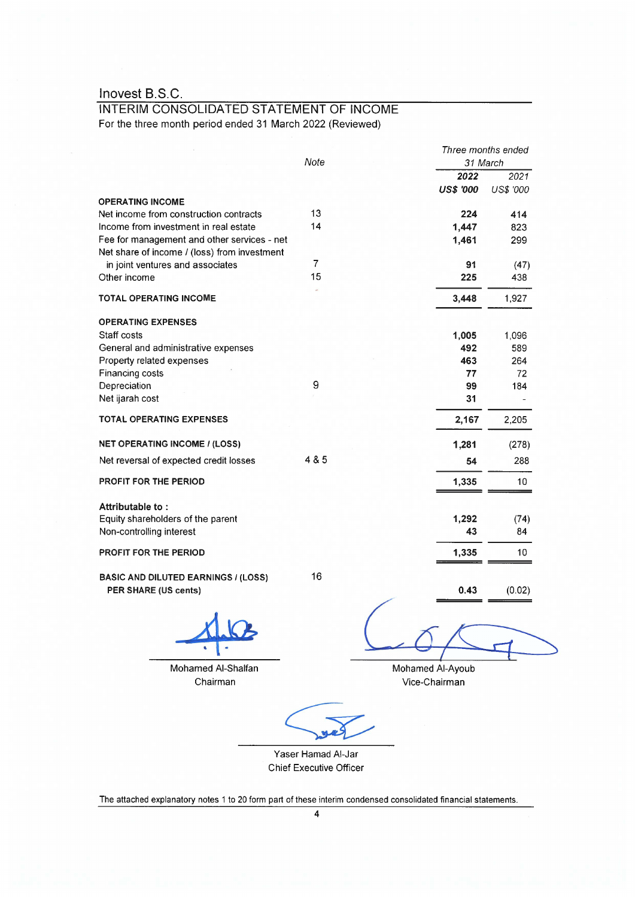Inovest B.S.C.

## INTERIM CONSOLIDATED STATEMENT OF INCOME

For the three month period ended 31 March 2022 (Reviewed)

| | Note | *Three months ended 31 March* | |
|---|---|---|---|
| | | **2022** | 2021 |
| | | ***US$ '000*** | *US$ '000* |
| **OPERATING INCOME** | | | |
| Net income from construction contracts | 13 | **224** | 414 |
| Income from investment in real estate | 14 | **1,447** | 823 |
| Fee for management and other services - net | | **1,461** | 299 |
| Net share of income / (loss) from investment in joint ventures and associates | 7 | **91** | (47) |
| Other income | 15 | **225** | 438 |
| **TOTAL OPERATING INCOME** | | **3,448** | 1,927 |
| **OPERATING EXPENSES** | | | |
| Staff costs | | **1,005** | 1,096 |
| General and administrative expenses | | **492** | 589 |
| Property related expenses | | **463** | 264 |
| Financing costs | | **77** | 72 |
| Depreciation | 9 | **99** | 184 |
| Net ijarah cost | | **31** | - |
| **TOTAL OPERATING EXPENSES** | | **2,167** | 2,205 |
| **NET OPERATING INCOME / (LOSS)** | | **1,281** | (278) |
| Net reversal of expected credit losses | 4 & 5 | **54** | 288 |
| **PROFIT FOR THE PERIOD** | | **1,335** | 10 |
| **Attributable to :** | | | |
| Equity shareholders of the parent | | **1,292** | (74) |
| Non-controlling interest | | **43** | 84 |
| **PROFIT FOR THE PERIOD** | | **1,335** | 10 |
| **BASIC AND DILUTED EARNINGS / (LOSS) PER SHARE (US cents)** | 16 | **0.43** | (0.02) |

Mohamed Al-Shalfan
Chairman

Mohamed Al-Ayoub
Vice-Chairman

Yaser Hamad Al-Jar
Chief Executive Officer

The attached explanatory notes 1 to 20 form part of these interim condensed consolidated financial statements.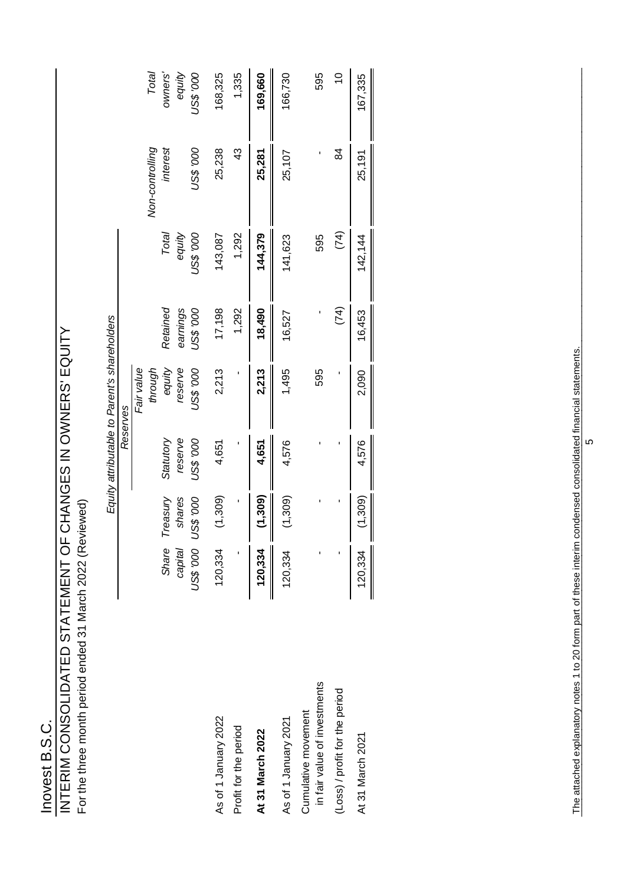# Inovest B.S.C.

## INTERIM CONSOLIDATED STATEMENT OF CHANGES IN OWNERS' EQUITY

For the three month period ended 31 March 2022 (Reviewed)

| | *Equity attributable to Parent's shareholders* | | | | | | | | |
|---|---|---|---|---|---|---|---|---|---|
| | | | *Reserves* | | | | | | |
| | *Share capital* | *Treasury shares* | *Statutory reserve* | *Fair value through equity reserve* | *Retained earnings* | *Total equity* | *Non-controlling interest* | *Total owners' equity* |
| | *US$ '000* | *US$ '000* | *US$ '000* | *US$ '000* | *US$ '000* | *US$ '000* | *US$ '000* | *US$ '000* |
| As of 1 January 2022 | 120,334 | (1,309) | 4,651 | 2,213 | 17,198 | 143,087 | 25,238 | 168,325 |
| Profit for the period | - | - | - | - | 1,292 | 1,292 | 43 | 1,335 |
| **At 31 March 2022** | **120,334** | **(1,309)** | **4,651** | **2,213** | **18,490** | **144,379** | **25,281** | **169,660** |
| As of 1 January 2021 | 120,334 | (1,309) | 4,576 | 1,495 | 16,527 | 141,623 | 25,107 | 166,730 |
| Cumulative movement in fair value of investments | - | - | - | 595 | - | 595 | - | 595 |
| (Loss) / profit for the period | - | - | - | - | (74) | (74) | 84 | 10 |
| At 31 March 2021 | 120,334 | (1,309) | 4,576 | 2,090 | 16,453 | 142,144 | 25,191 | 167,335 |

The attached explanatory notes 1 to 20 form part of these interim condensed consolidated financial statements.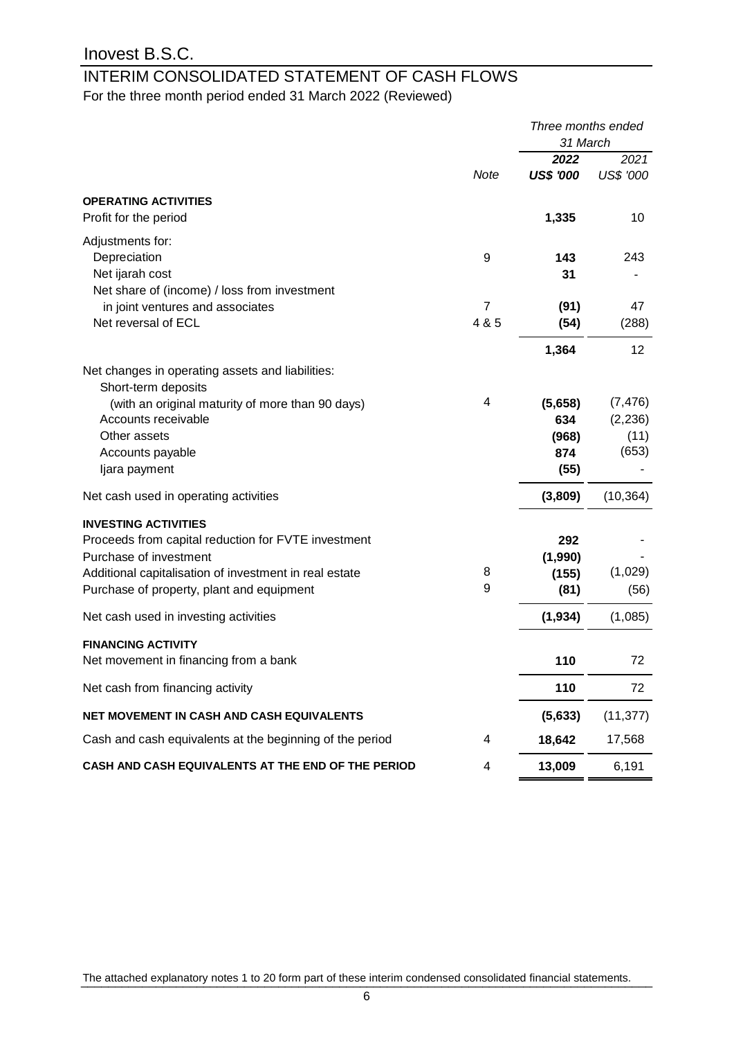# Inovest B.S.C.

## INTERIM CONSOLIDATED STATEMENT OF CASH FLOWS

For the three month period ended 31 March 2022 (Reviewed)

| | *Note* | *Three months ended 31 March* **2022** ***US$ '000*** | *2021* *US$ '000* |
|---|---|---|---|
| **OPERATING ACTIVITIES** | | | |
| Profit for the period | | **1,335** | 10 |
| Adjustments for: | | | |
| Depreciation | 9 | **143** | 243 |
| Net ijarah cost | | **31** | - |
| Net share of (income) / loss from investment in joint ventures and associates | 7 | **(91)** | 47 |
| Net reversal of ECL | 4 & 5 | **(54)** | (288) |
| | | **1,364** | 12 |
| Net changes in operating assets and liabilities: | | | |
| Short-term deposits (with an original maturity of more than 90 days) | 4 | **(5,658)** | (7,476) |
| Accounts receivable | | **634** | (2,236) |
| Other assets | | **(968)** | (11) |
| Accounts payable | | **874** | (653) |
| Ijara payment | | **(55)** | - |
| Net cash used in operating activities | | **(3,809)** | (10,364) |
| **INVESTING ACTIVITIES** | | | |
| Proceeds from capital reduction for FVTE investment | | **292** | - |
| Purchase of investment | | **(1,990)** | - |
| Additional capitalisation of investment in real estate | 8 | **(155)** | (1,029) |
| Purchase of property, plant and equipment | 9 | **(81)** | (56) |
| Net cash used in investing activities | | **(1,934)** | (1,085) |
| **FINANCING ACTIVITY** | | | |
| Net movement in financing from a bank | | **110** | 72 |
| Net cash from financing activity | | **110** | 72 |
| **NET MOVEMENT IN CASH AND CASH EQUIVALENTS** | | **(5,633)** | (11,377) |
| Cash and cash equivalents at the beginning of the period | 4 | **18,642** | 17,568 |
| **CASH AND CASH EQUIVALENTS AT THE END OF THE PERIOD** | 4 | **13,009** | 6,191 |

The attached explanatory notes 1 to 20 form part of these interim condensed consolidated financial statements.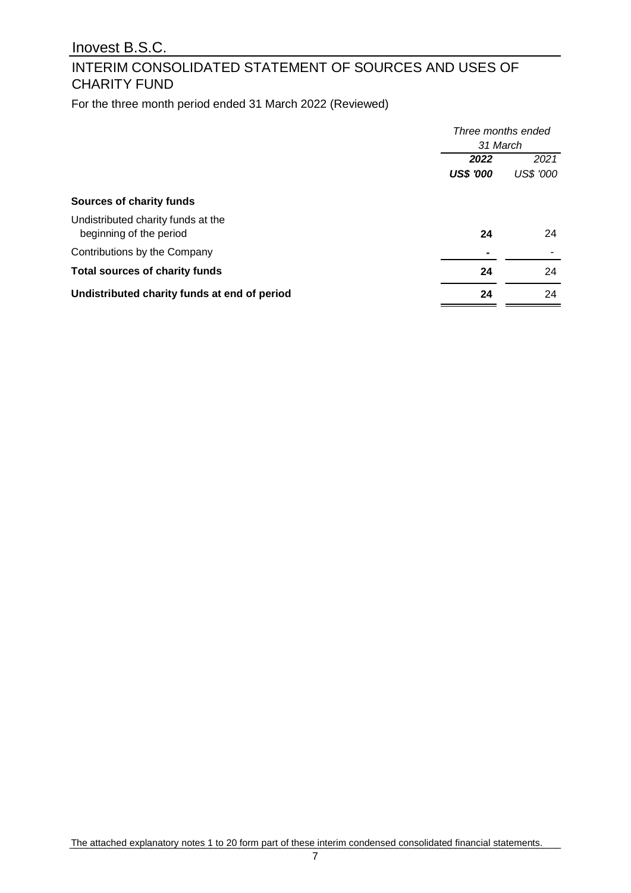# Inovest B.S.C.

## INTERIM CONSOLIDATED STATEMENT OF SOURCES AND USES OF CHARITY FUND

For the three month period ended 31 March 2022 (Reviewed)

| | *Three months ended 31 March* | |
|---|---|---|
| | ***2022*** | *2021* |
| | ***US$ '000*** | *US$ '000* |
| **Sources of charity funds** | | |
| Undistributed charity funds at the beginning of the period | **24** | 24 |
| Contributions by the Company | **-** | - |
| **Total sources of charity funds** | **24** | 24 |
| **Undistributed charity funds at end of period** | **24** | 24 |

The attached explanatory notes 1 to 20 form part of these interim condensed consolidated financial statements.